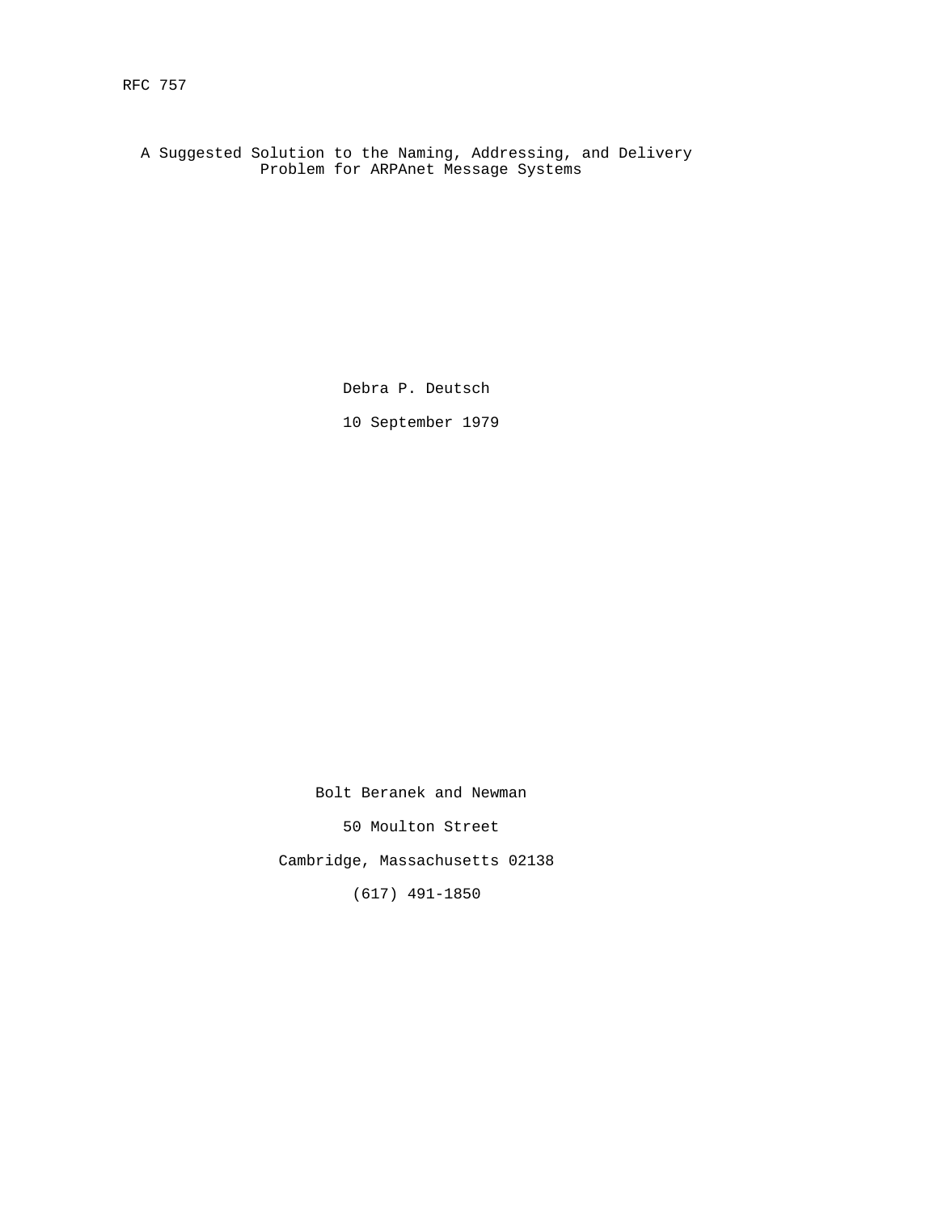RFC 757

# A Suggested Solution to the Naming, Addressing, and Delivery Problem for ARPAnet Message Systems

Debra P. Deutsch

10 September 1979

Bolt Beranek and Newman

50 Moulton Street

Cambridge, Massachusetts 02138

(617) 491-1850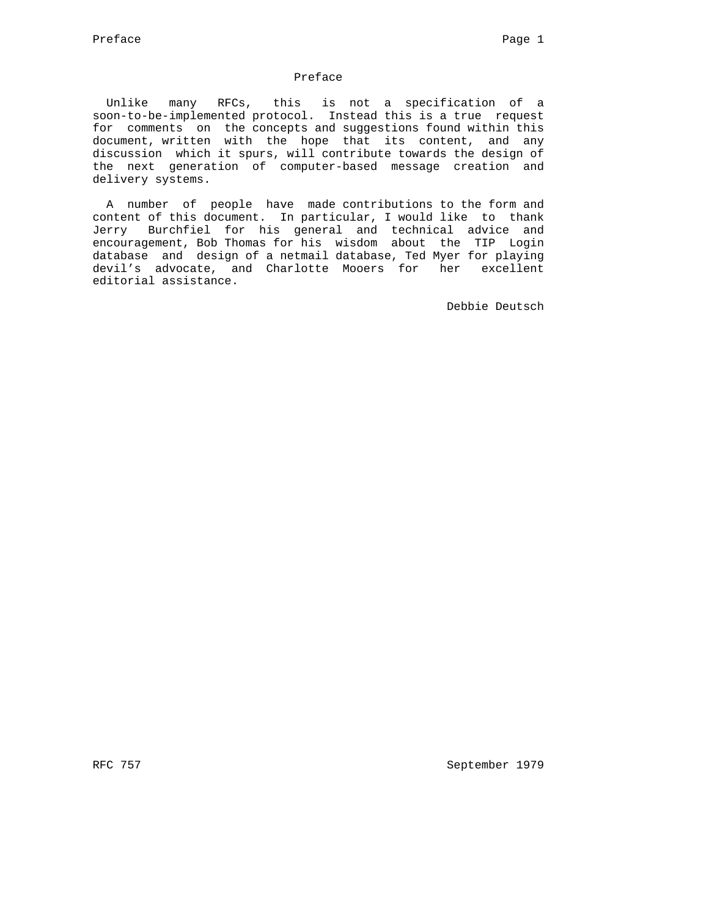# Preface

Unlike many RFCs, this is not a specification of a soon-to-be-implemented protocol. Instead this is a true request for comments on the concepts and suggestions found within this document, written with the hope that its content, and any discussion which it spurs, will contribute towards the design of the next generation of computer-based message creation and delivery systems.

A number of people have made contributions to the form and content of this document. In particular, I would like to thank Jerry Burchfiel for his general and technical advice and encouragement, Bob Thomas for his wisdom about the TIP Login database and design of a netmail database, Ted Myer for playing devil's advocate, and Charlotte Mooers for her excellent editorial assistance.

Debbie Deutsch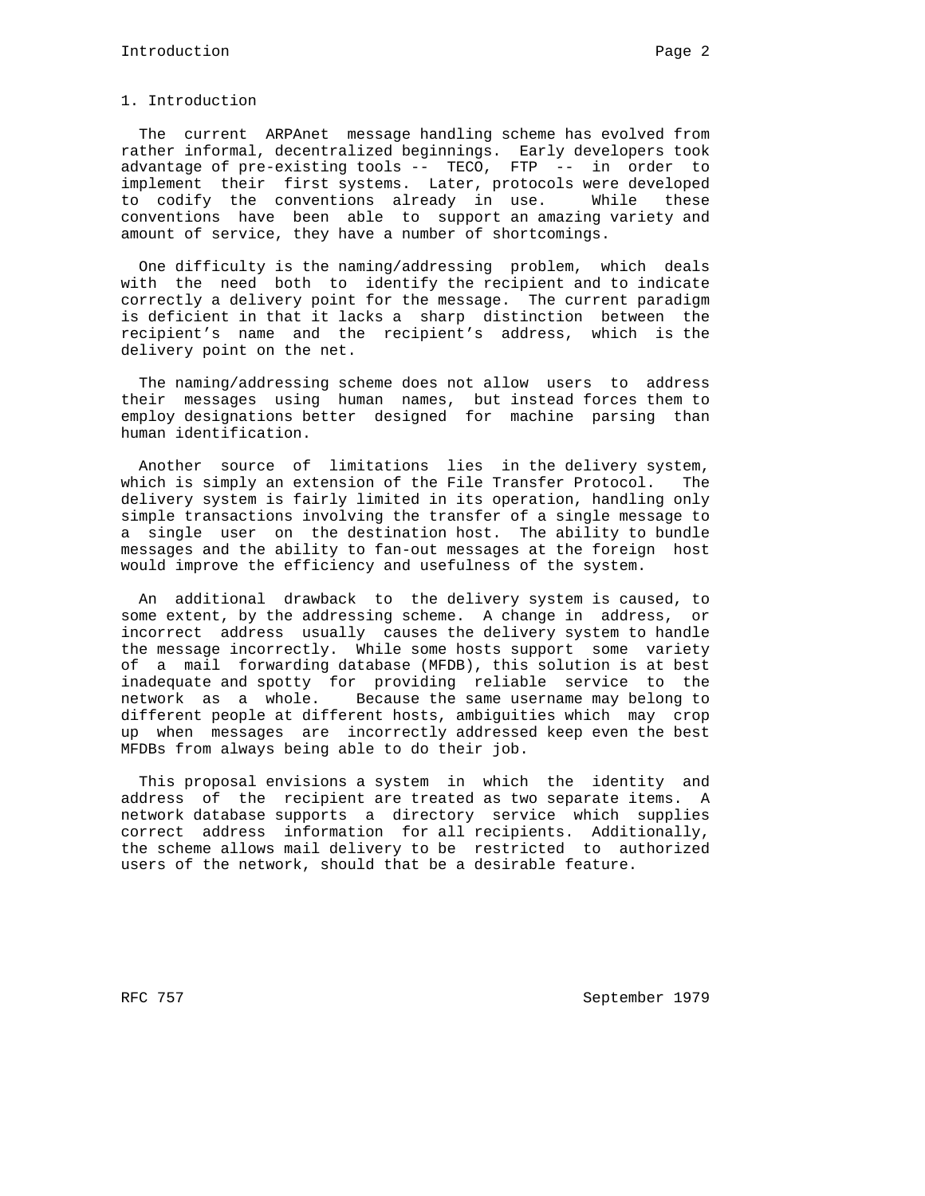# 1. Introduction

The current ARPAnet message handling scheme has evolved from rather informal, decentralized beginnings. Early developers took advantage of pre-existing tools -- TECO, FTP -- in order to implement their first systems. Later, protocols were developed to codify the conventions already in use. While these conventions have been able to support an amazing variety and amount of service, they have a number of shortcomings.

One difficulty is the naming/addressing problem, which deals with the need both to identify the recipient and to indicate correctly a delivery point for the message. The current paradigm is deficient in that it lacks a sharp distinction between the recipient's name and the recipient's address, which is the delivery point on the net.

The naming/addressing scheme does not allow users to address their messages using human names, but instead forces them to employ designations better designed for machine parsing than human identification.

Another source of limitations lies in the delivery system, which is simply an extension of the File Transfer Protocol. The delivery system is fairly limited in its operation, handling only simple transactions involving the transfer of a single message to a single user on the destination host. The ability to bundle messages and the ability to fan-out messages at the foreign host would improve the efficiency and usefulness of the system.

An additional drawback to the delivery system is caused, to some extent, by the addressing scheme. A change in address, or incorrect address usually causes the delivery system to handle the message incorrectly. While some hosts support some variety of a mail forwarding database (MFDB), this solution is at best inadequate and spotty for providing reliable service to the network as a whole. Because the same username may belong to different people at different hosts, ambiguities which may crop up when messages are incorrectly addressed keep even the best MFDBs from always being able to do their job.

This proposal envisions a system in which the identity and address of the recipient are treated as two separate items. A network database supports a directory service which supplies correct address information for all recipients. Additionally, the scheme allows mail delivery to be restricted to authorized users of the network, should that be a desirable feature.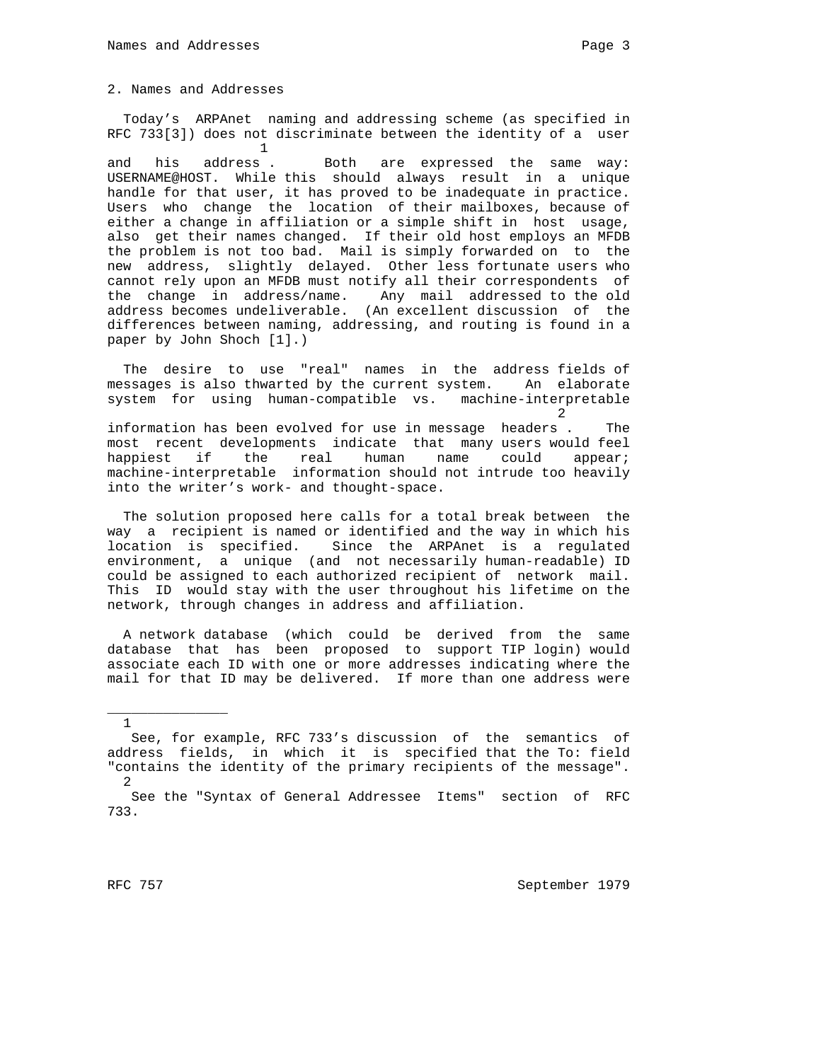## 2. Names and Addresses

Today's ARPAnet naming and addressing scheme (as specified in RFC 733[3]) does not discriminate between the identity of a user and his address [1]. Both are expressed the same way: USERNAME@HOST. While this should always result in a unique handle for that user, it has proved to be inadequate in practice. Users who change the location of their mailboxes, because of either a change in affiliation or a simple shift in host usage, also get their names changed. If their old host employs an MFDB the problem is not too bad. Mail is simply forwarded on to the new address, slightly delayed. Other less fortunate users who cannot rely upon an MFDB must notify all their correspondents of the change in address/name. Any mail addressed to the old address becomes undeliverable. (An excellent discussion of the differences between naming, addressing, and routing is found in a paper by John Shoch [1].)

The desire to use "real" names in the address fields of messages is also thwarted by the current system. An elaborate system for using human-compatible vs. machine-interpretable information has been evolved for use in message headers [2]. The most recent developments indicate that many users would feel happiest if the real human name could appear; machine-interpretable information should not intrude too heavily into the writer's work- and thought-space.

The solution proposed here calls for a total break between the way a recipient is named or identified and the way in which his location is specified. Since the ARPAnet is a regulated environment, a unique (and not necessarily human-readable) ID could be assigned to each authorized recipient of network mail. This ID would stay with the user throughout his lifetime on the network, through changes in address and affiliation.

A network database (which could be derived from the same database that has been proposed to support TIP login) would associate each ID with one or more addresses indicating where the mail for that ID may be delivered. If more than one address were

---

[1] See, for example, RFC 733's discussion of the semantics of address fields, in which it is specified that the To: field "contains the identity of the primary recipients of the message".

[2] See the "Syntax of General Addressee Items" section of RFC 733.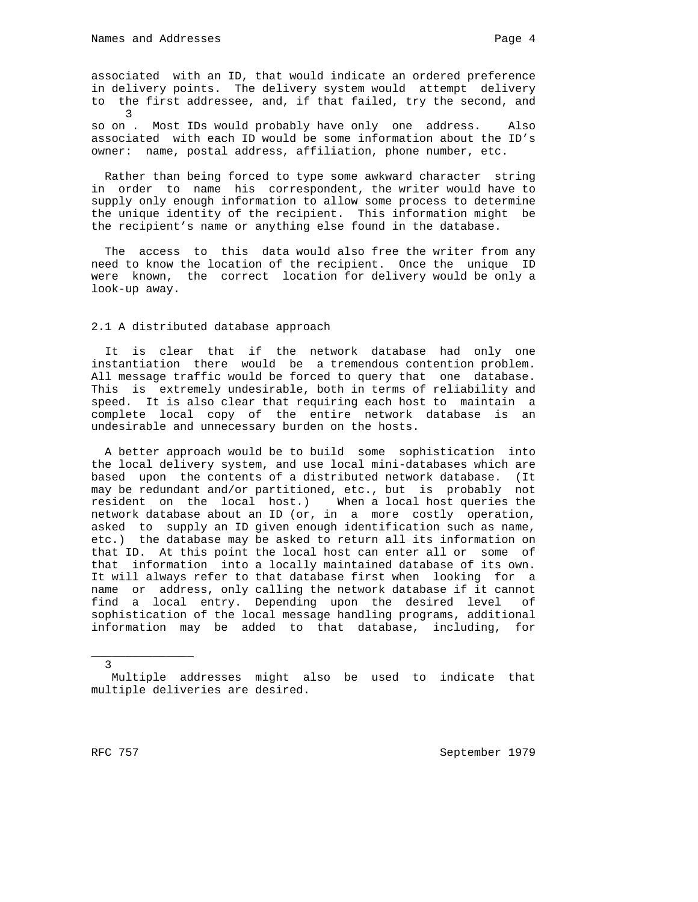associated with an ID, that would indicate an ordered preference in delivery points. The delivery system would attempt delivery to the first addressee, and, if that failed, try the second, and so on [3]. Most IDs would probably have only one address. Also associated with each ID would be some information about the ID's owner: name, postal address, affiliation, phone number, etc.

Rather than being forced to type some awkward character string in order to name his correspondent, the writer would have to supply only enough information to allow some process to determine the unique identity of the recipient. This information might be the recipient's name or anything else found in the database.

The access to this data would also free the writer from any need to know the location of the recipient. Once the unique ID were known, the correct location for delivery would be only a look-up away.

## 2.1 A distributed database approach

It is clear that if the network database had only one instantiation there would be a tremendous contention problem. All message traffic would be forced to query that one database. This is extremely undesirable, both in terms of reliability and speed. It is also clear that requiring each host to maintain a complete local copy of the entire network database is an undesirable and unnecessary burden on the hosts.

A better approach would be to build some sophistication into the local delivery system, and use local mini-databases which are based upon the contents of a distributed network database. (It may be redundant and/or partitioned, etc., but is probably not resident on the local host.) When a local host queries the network database about an ID (or, in a more costly operation, asked to supply an ID given enough identification such as name, etc.) the database may be asked to return all its information on that ID. At this point the local host can enter all or some of that information into a locally maintained database of its own. It will always refer to that database first when looking for a name or address, only calling the network database if it cannot find a local entry. Depending upon the desired level of sophistication of the local message handling programs, additional information may be added to that database, including, for

---

[3] Multiple addresses might also be used to indicate that multiple deliveries are desired.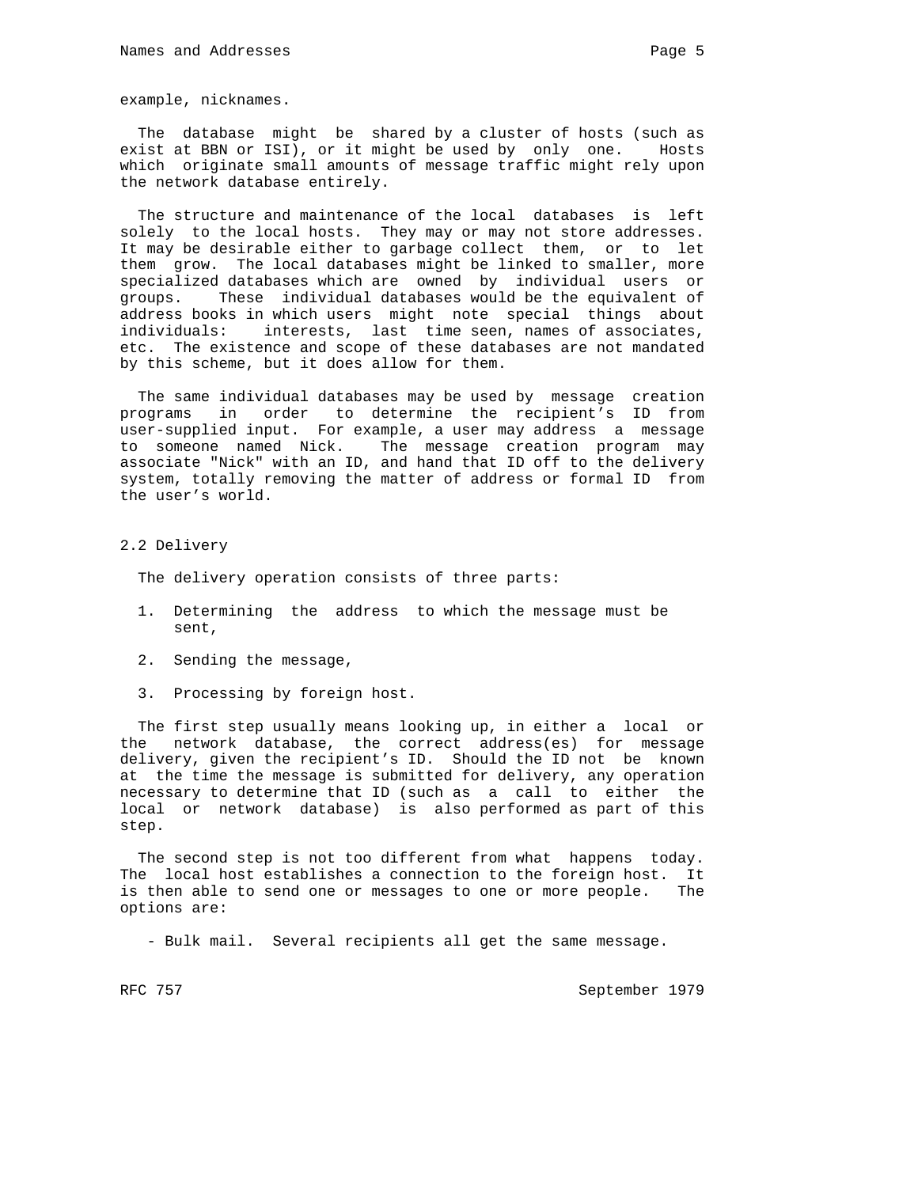example, nicknames.

The database might be shared by a cluster of hosts (such as exist at BBN or ISI), or it might be used by only one. Hosts which originate small amounts of message traffic might rely upon the network database entirely.

The structure and maintenance of the local databases is left solely to the local hosts. They may or may not store addresses. It may be desirable either to garbage collect them, or to let them grow. The local databases might be linked to smaller, more specialized databases which are owned by individual users or groups. These individual databases would be the equivalent of address books in which users might note special things about individuals: interests, last time seen, names of associates, etc. The existence and scope of these databases are not mandated by this scheme, but it does allow for them.

The same individual databases may be used by message creation programs in order to determine the recipient's ID from user-supplied input. For example, a user may address a message to someone named Nick. The message creation program may associate "Nick" with an ID, and hand that ID off to the delivery system, totally removing the matter of address or formal ID from the user's world.

## 2.2 Delivery

The delivery operation consists of three parts:

1. Determining the address to which the message must be sent,

2. Sending the message,

3. Processing by foreign host.

The first step usually means looking up, in either a local or the network database, the correct address(es) for message delivery, given the recipient's ID. Should the ID not be known at the time the message is submitted for delivery, any operation necessary to determine that ID (such as a call to either the local or network database) is also performed as part of this step.

The second step is not too different from what happens today. The local host establishes a connection to the foreign host. It is then able to send one or messages to one or more people. The options are:

- Bulk mail. Several recipients all get the same message.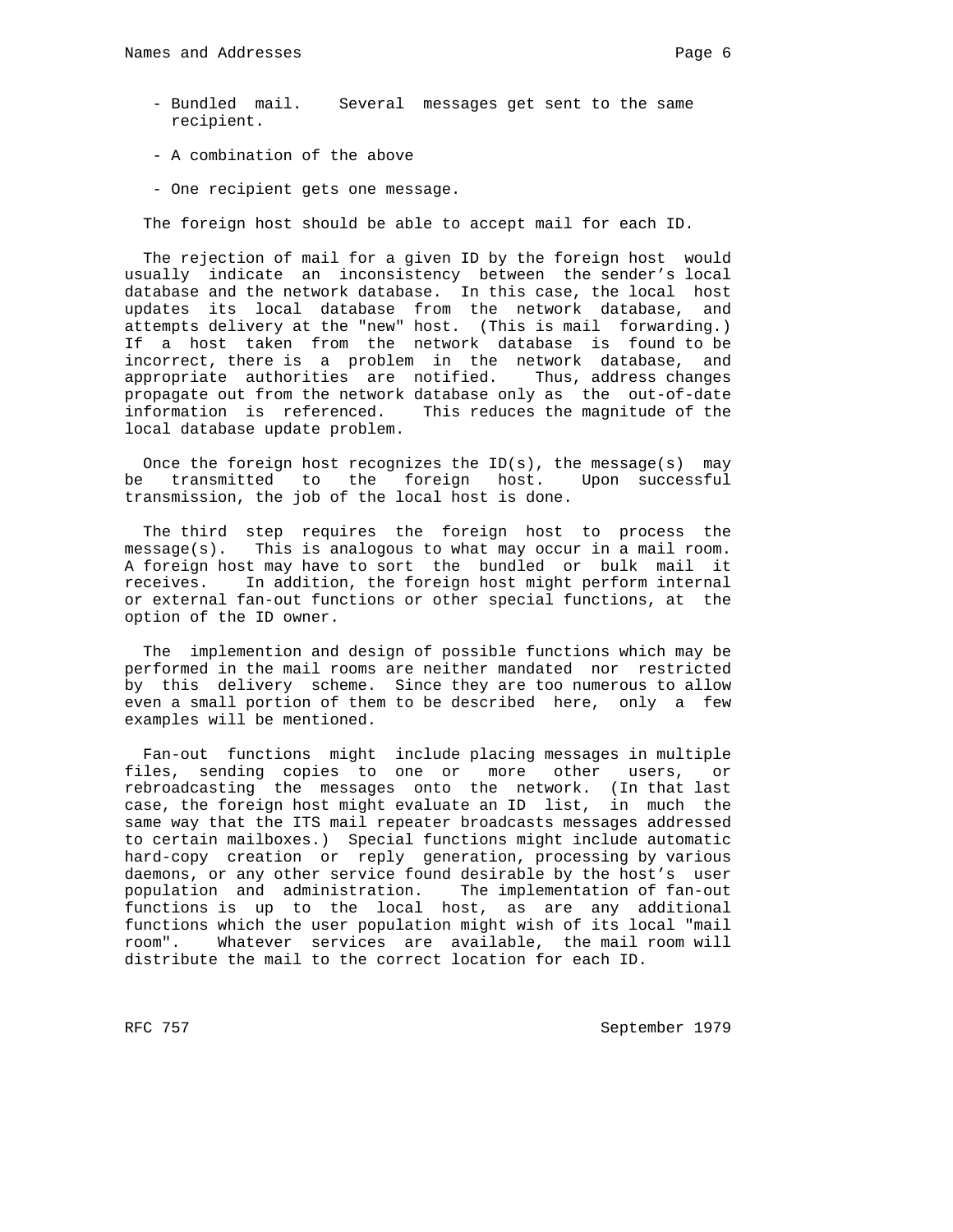- Bundled mail. Several messages get sent to the same recipient.

- A combination of the above

- One recipient gets one message.

The foreign host should be able to accept mail for each ID.

The rejection of mail for a given ID by the foreign host would usually indicate an inconsistency between the sender's local database and the network database. In this case, the local host updates its local database from the network database, and attempts delivery at the "new" host. (This is mail forwarding.) If a host taken from the network database is found to be incorrect, there is a problem in the network database, and appropriate authorities are notified. Thus, address changes propagate out from the network database only as the out-of-date information is referenced. This reduces the magnitude of the local database update problem.

Once the foreign host recognizes the ID(s), the message(s) may be transmitted to the foreign host. Upon successful transmission, the job of the local host is done.

The third step requires the foreign host to process the message(s). This is analogous to what may occur in a mail room. A foreign host may have to sort the bundled or bulk mail it receives. In addition, the foreign host might perform internal or external fan-out functions or other special functions, at the option of the ID owner.

The implemention and design of possible functions which may be performed in the mail rooms are neither mandated nor restricted by this delivery scheme. Since they are too numerous to allow even a small portion of them to be described here, only a few examples will be mentioned.

Fan-out functions might include placing messages in multiple files, sending copies to one or more other users, or rebroadcasting the messages onto the network. (In that last case, the foreign host might evaluate an ID list, in much the same way that the ITS mail repeater broadcasts messages addressed to certain mailboxes.) Special functions might include automatic hard-copy creation or reply generation, processing by various daemons, or any other service found desirable by the host's user population and administration. The implementation of fan-out functions is up to the local host, as are any additional functions which the user population might wish of its local "mail room". Whatever services are available, the mail room will distribute the mail to the correct location for each ID.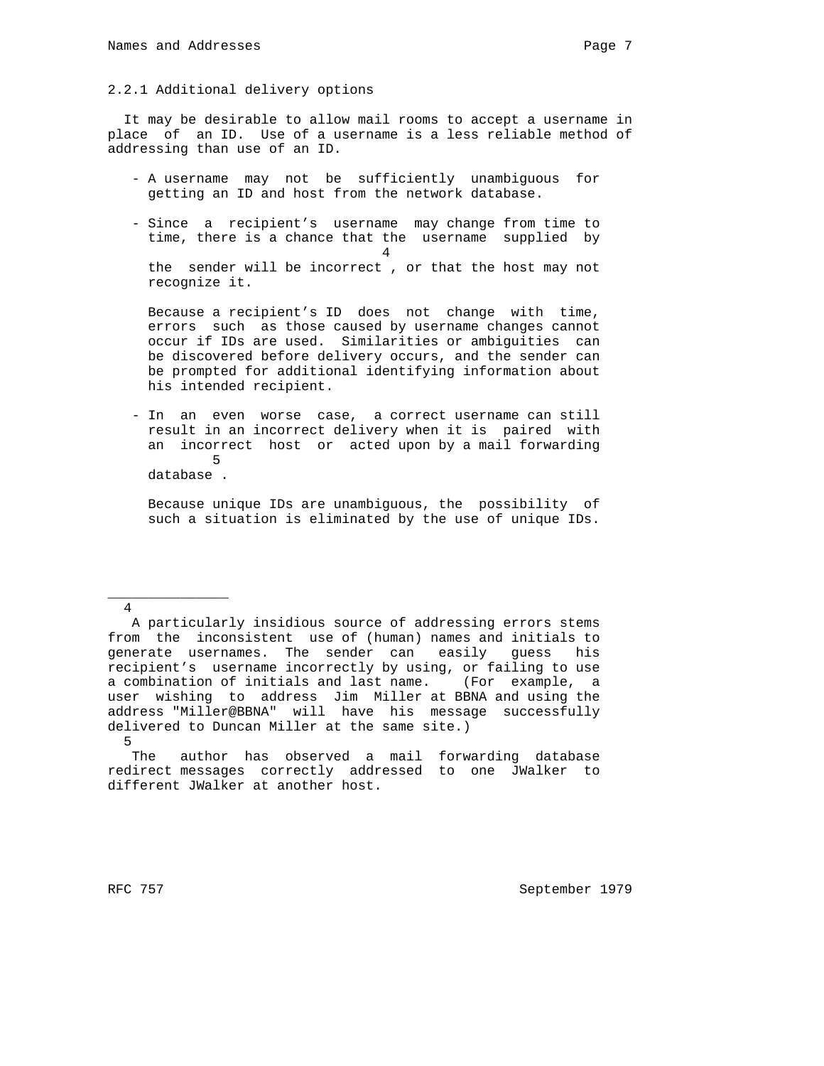### 2.2.1 Additional delivery options

It may be desirable to allow mail rooms to accept a username in place of an ID. Use of a username is a less reliable method of addressing than use of an ID.

- A username may not be sufficiently unambiguous for getting an ID and host from the network database.

- Since a recipient's username may change from time to time, there is a chance that the username supplied by the sender will be incorrect[4], or that the host may not recognize it.

  Because a recipient's ID does not change with time, errors such as those caused by username changes cannot occur if IDs are used. Similarities or ambiguities can be discovered before delivery occurs, and the sender can be prompted for additional identifying information about his intended recipient.

- In an even worse case, a correct username can still result in an incorrect delivery when it is paired with an incorrect host or acted upon by a mail forwarding database[5].

  Because unique IDs are unambiguous, the possibility of such a situation is eliminated by the use of unique IDs.

---

[4] A particularly insidious source of addressing errors stems from the inconsistent use of (human) names and initials to generate usernames. The sender can easily guess his recipient's username incorrectly by using, or failing to use a combination of initials and last name. (For example, a user wishing to address Jim Miller at BBNA and using the address "Miller@BBNA" will have his message successfully delivered to Duncan Miller at the same site.)

[5] The author has observed a mail forwarding database redirect messages correctly addressed to one JWalker to different JWalker at another host.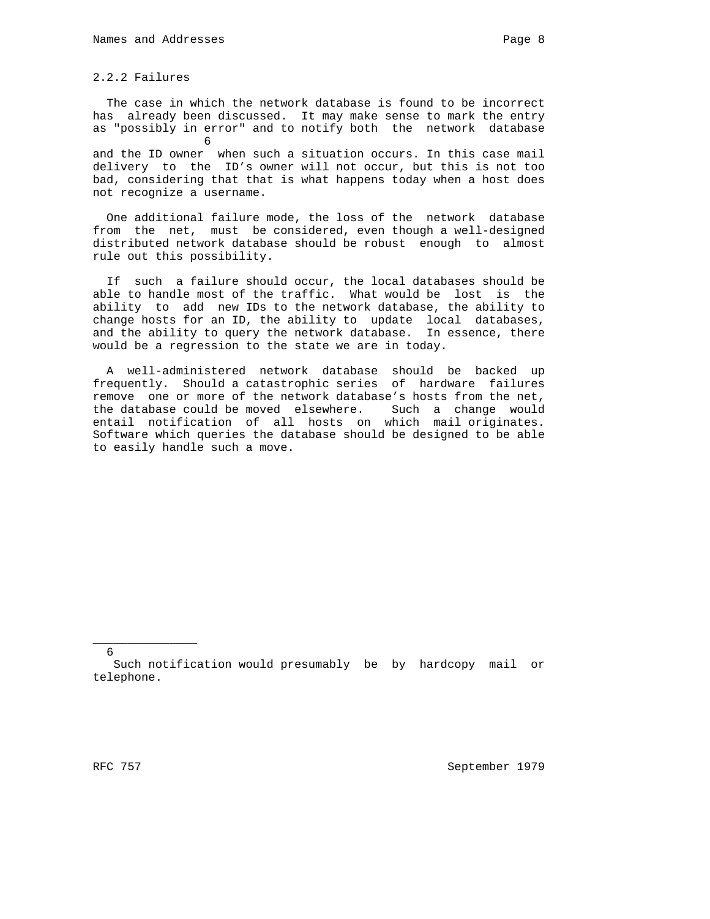### 2.2.2 Failures

The case in which the network database is found to be incorrect has already been discussed. It may make sense to mark the entry as "possibly in error" and to notify both the network database and the ID owner[6] when such a situation occurs. In this case mail delivery to the ID's owner will not occur, but this is not too bad, considering that that is what happens today when a host does not recognize a username.

One additional failure mode, the loss of the network database from the net, must be considered, even though a well-designed distributed network database should be robust enough to almost rule out this possibility.

If such a failure should occur, the local databases should be able to handle most of the traffic. What would be lost is the ability to add new IDs to the network database, the ability to change hosts for an ID, the ability to update local databases, and the ability to query the network database. In essence, there would be a regression to the state we are in today.

A well-administered network database should be backed up frequently. Should a catastrophic series of hardware failures remove one or more of the network database's hosts from the net, the database could be moved elsewhere. Such a change would entail notification of all hosts on which mail originates. Software which queries the database should be designed to be able to easily handle such a move.

---

[6] Such notification would presumably be by hardcopy mail or telephone.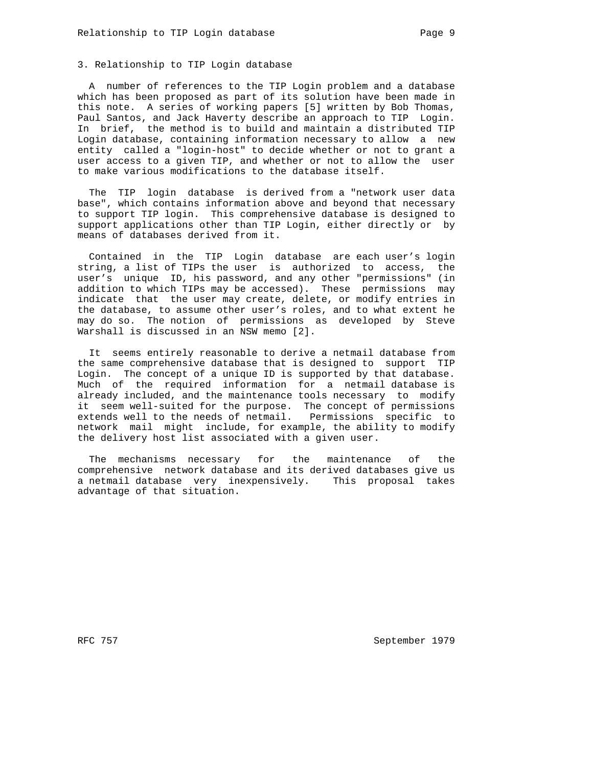## 3. Relationship to TIP Login database

A number of references to the TIP Login problem and a database which has been proposed as part of its solution have been made in this note. A series of working papers [5] written by Bob Thomas, Paul Santos, and Jack Haverty describe an approach to TIP Login. In brief, the method is to build and maintain a distributed TIP Login database, containing information necessary to allow a new entity called a "login-host" to decide whether or not to grant a user access to a given TIP, and whether or not to allow the user to make various modifications to the database itself.

The TIP login database is derived from a "network user data base", which contains information above and beyond that necessary to support TIP login. This comprehensive database is designed to support applications other than TIP Login, either directly or by means of databases derived from it.

Contained in the TIP Login database are each user's login string, a list of TIPs the user is authorized to access, the user's unique ID, his password, and any other "permissions" (in addition to which TIPs may be accessed). These permissions may indicate that the user may create, delete, or modify entries in the database, to assume other user's roles, and to what extent he may do so. The notion of permissions as developed by Steve Warshall is discussed in an NSW memo [2].

It seems entirely reasonable to derive a netmail database from the same comprehensive database that is designed to support TIP Login. The concept of a unique ID is supported by that database. Much of the required information for a netmail database is already included, and the maintenance tools necessary to modify it seem well-suited for the purpose. The concept of permissions extends well to the needs of netmail. Permissions specific to network mail might include, for example, the ability to modify the delivery host list associated with a given user.

The mechanisms necessary for the maintenance of the comprehensive network database and its derived databases give us a netmail database very inexpensively. This proposal takes advantage of that situation.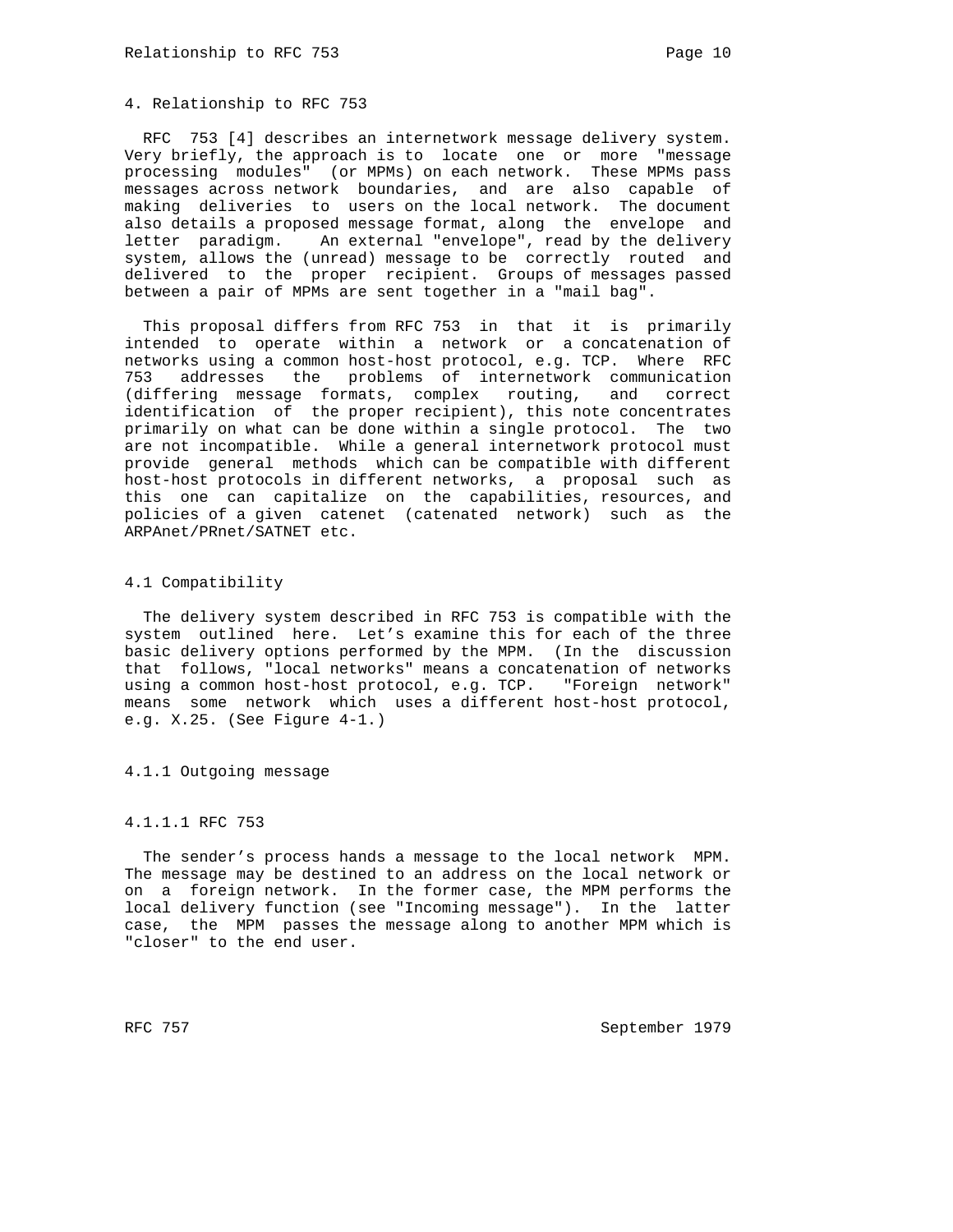## 4. Relationship to RFC 753

RFC 753 [4] describes an internetwork message delivery system. Very briefly, the approach is to locate one or more "message processing modules" (or MPMs) on each network. These MPMs pass messages across network boundaries, and are also capable of making deliveries to users on the local network. The document also details a proposed message format, along the envelope and letter paradigm. An external "envelope", read by the delivery system, allows the (unread) message to be correctly routed and delivered to the proper recipient. Groups of messages passed between a pair of MPMs are sent together in a "mail bag".

This proposal differs from RFC 753 in that it is primarily intended to operate within a network or a concatenation of networks using a common host-host protocol, e.g. TCP. Where RFC 753 addresses the problems of internetwork communication (differing message formats, complex routing, and correct identification of the proper recipient), this note concentrates primarily on what can be done within a single protocol. The two are not incompatible. While a general internetwork protocol must provide general methods which can be compatible with different host-host protocols in different networks, a proposal such as this one can capitalize on the capabilities, resources, and policies of a given catenet (catenated network) such as the ARPAnet/PRnet/SATNET etc.

### 4.1 Compatibility

The delivery system described in RFC 753 is compatible with the system outlined here. Let's examine this for each of the three basic delivery options performed by the MPM. (In the discussion that follows, "local networks" means a concatenation of networks using a common host-host protocol, e.g. TCP. "Foreign network" means some network which uses a different host-host protocol, e.g. X.25. (See Figure 4-1.)

#### 4.1.1 Outgoing message

##### 4.1.1.1 RFC 753

The sender's process hands a message to the local network MPM. The message may be destined to an address on the local network or on a foreign network. In the former case, the MPM performs the local delivery function (see "Incoming message"). In the latter case, the MPM passes the message along to another MPM which is "closer" to the end user.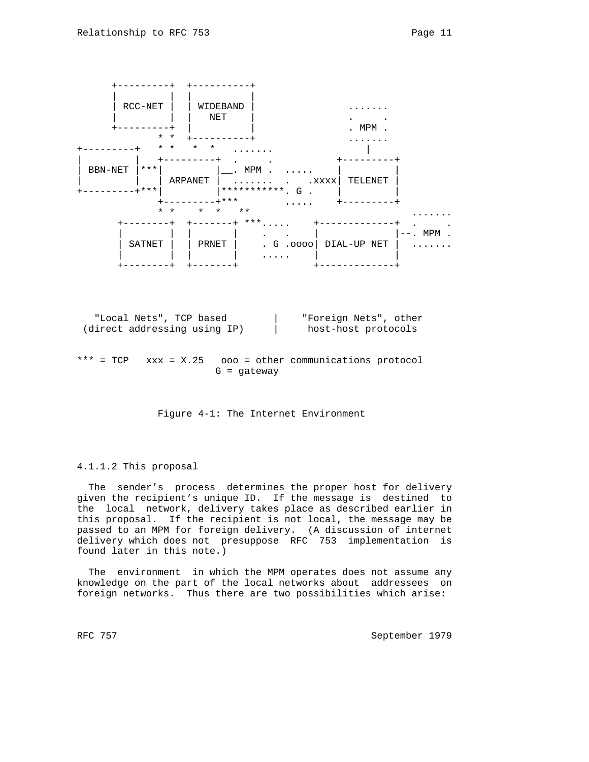```
      +---------+  +----------+
      |         |  |          |
      | RCC-NET |  | WIDEBAND |            .......
      |         |  |   NET    |            .     .
      +---------+  |          |            . MPM .
             * *  +----------+            .......
+---------+   * *   *  *   .......            |
|         |   +---------+  .     .         +---------+
| BBN-NET |***|         |__. MPM .  .....    |         |
|         |   | ARPANET |  .......  .   .xxxx| TELENET |
+---------+***|         |***********. G .    |         |
              +---------+***        .....    +---------+
              * *    *  *   **                           .......
       +--------+  +-------+ ***.....    +-------------+  .     .
       |        |  |       |    .   .    |             |--. MPM .
       | SATNET |  | PRNET |    . G .oooo| DIAL-UP NET |  .......
       |        |  |       |    .....    |             |
       +--------+  +-------+             +-------------+


   "Local Nets", TCP based        |    "Foreign Nets", other
 (direct addressing using IP)     |     host-host protocols


*** = TCP   xxx = X.25   ooo = other communications protocol
                        G = gateway
```

Figure 4-1: The Internet Environment

4.1.1.2 This proposal

The sender's process determines the proper host for delivery given the recipient's unique ID. If the message is destined to the local network, delivery takes place as described earlier in this proposal. If the recipient is not local, the message may be passed to an MPM for foreign delivery. (A discussion of internet delivery which does not presuppose RFC 753 implementation is found later in this note.)

The environment in which the MPM operates does not assume any knowledge on the part of the local networks about addressees on foreign networks. Thus there are two possibilities which arise: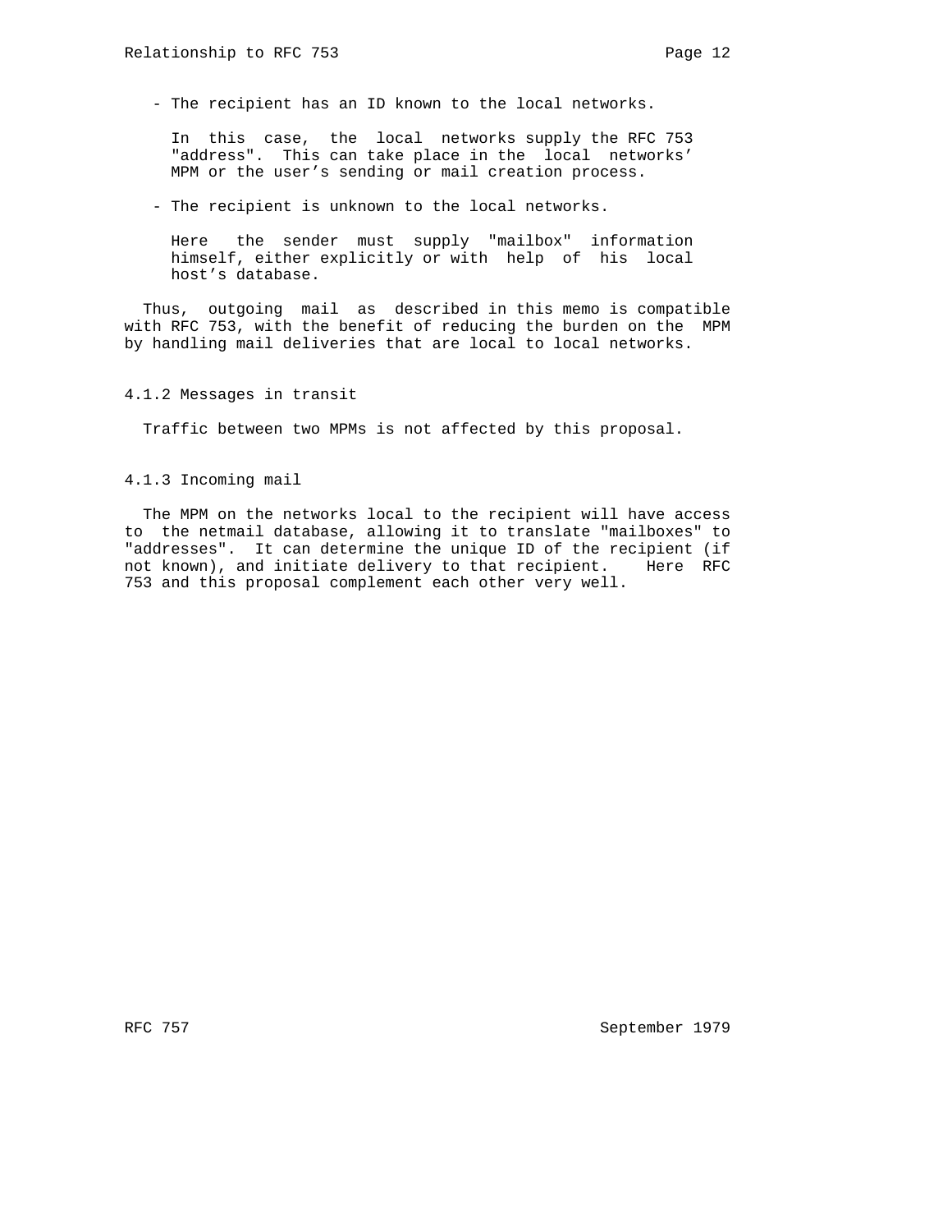- The recipient has an ID known to the local networks.

  In this case, the local networks supply the RFC 753 "address". This can take place in the local networks' MPM or the user's sending or mail creation process.

- The recipient is unknown to the local networks.

  Here the sender must supply "mailbox" information himself, either explicitly or with help of his local host's database.

Thus, outgoing mail as described in this memo is compatible with RFC 753, with the benefit of reducing the burden on the MPM by handling mail deliveries that are local to local networks.

### 4.1.2 Messages in transit

Traffic between two MPMs is not affected by this proposal.

### 4.1.3 Incoming mail

The MPM on the networks local to the recipient will have access to the netmail database, allowing it to translate "mailboxes" to "addresses". It can determine the unique ID of the recipient (if not known), and initiate delivery to that recipient. Here RFC 753 and this proposal complement each other very well.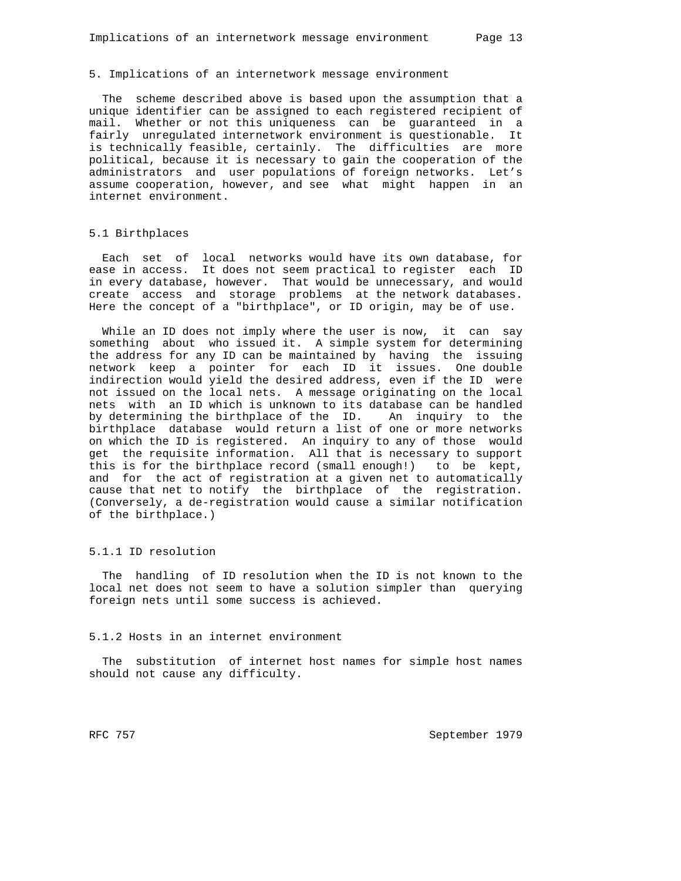## 5. Implications of an internetwork message environment

The scheme described above is based upon the assumption that a unique identifier can be assigned to each registered recipient of mail. Whether or not this uniqueness can be guaranteed in a fairly unregulated internetwork environment is questionable. It is technically feasible, certainly. The difficulties are more political, because it is necessary to gain the cooperation of the administrators and user populations of foreign networks. Let's assume cooperation, however, and see what might happen in an internet environment.

### 5.1 Birthplaces

Each set of local networks would have its own database, for ease in access. It does not seem practical to register each ID in every database, however. That would be unnecessary, and would create access and storage problems at the network databases. Here the concept of a "birthplace", or ID origin, may be of use.

While an ID does not imply where the user is now, it can say something about who issued it. A simple system for determining the address for any ID can be maintained by having the issuing network keep a pointer for each ID it issues. One double indirection would yield the desired address, even if the ID were not issued on the local nets. A message originating on the local nets with an ID which is unknown to its database can be handled by determining the birthplace of the ID. An inquiry to the birthplace database would return a list of one or more networks on which the ID is registered. An inquiry to any of those would get the requisite information. All that is necessary to support this is for the birthplace record (small enough!) to be kept, and for the act of registration at a given net to automatically cause that net to notify the birthplace of the registration. (Conversely, a de-registration would cause a similar notification of the birthplace.)

#### 5.1.1 ID resolution

The handling of ID resolution when the ID is not known to the local net does not seem to have a solution simpler than querying foreign nets until some success is achieved.

#### 5.1.2 Hosts in an internet environment

The substitution of internet host names for simple host names should not cause any difficulty.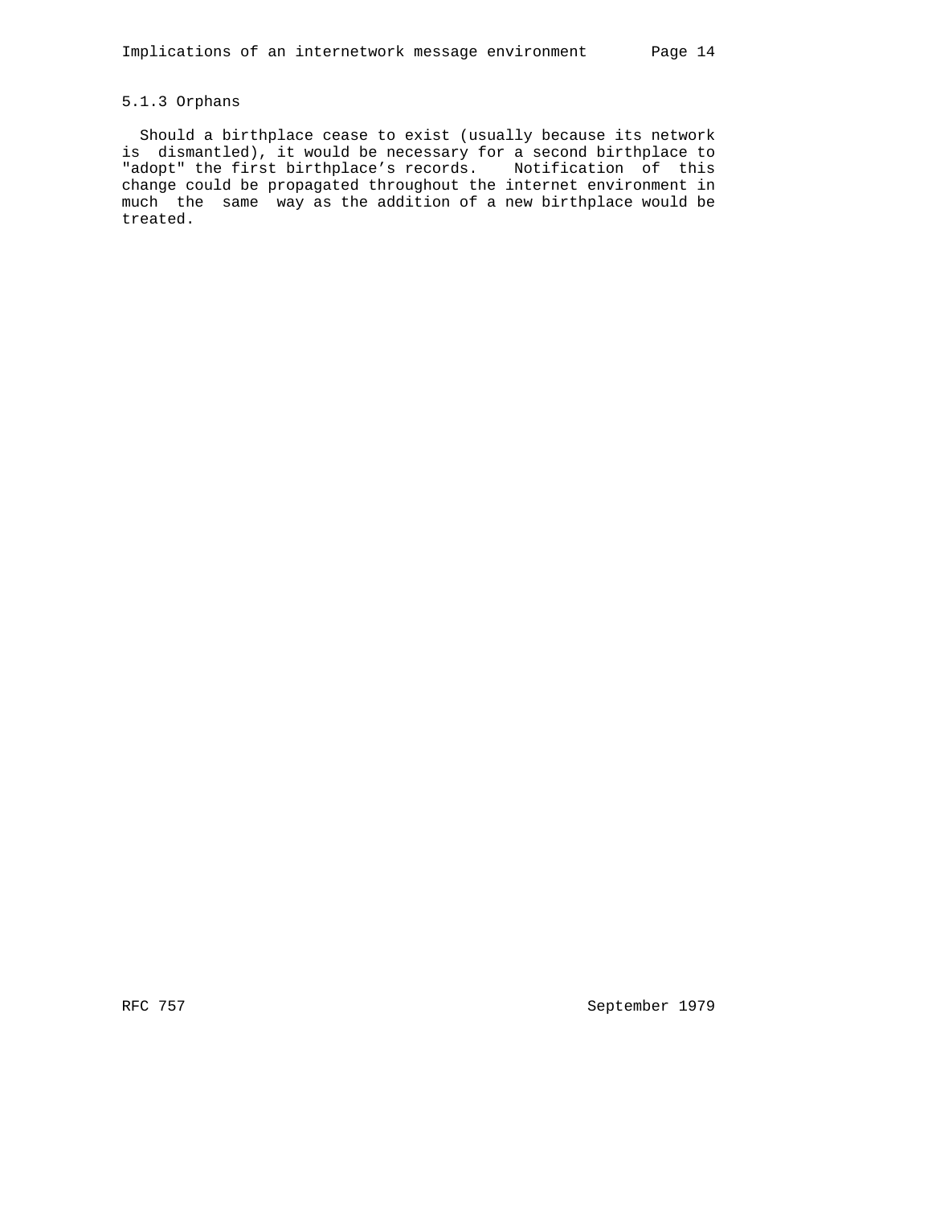### 5.1.3 Orphans

Should a birthplace cease to exist (usually because its network is dismantled), it would be necessary for a second birthplace to "adopt" the first birthplace's records. Notification of this change could be propagated throughout the internet environment in much the same way as the addition of a new birthplace would be treated.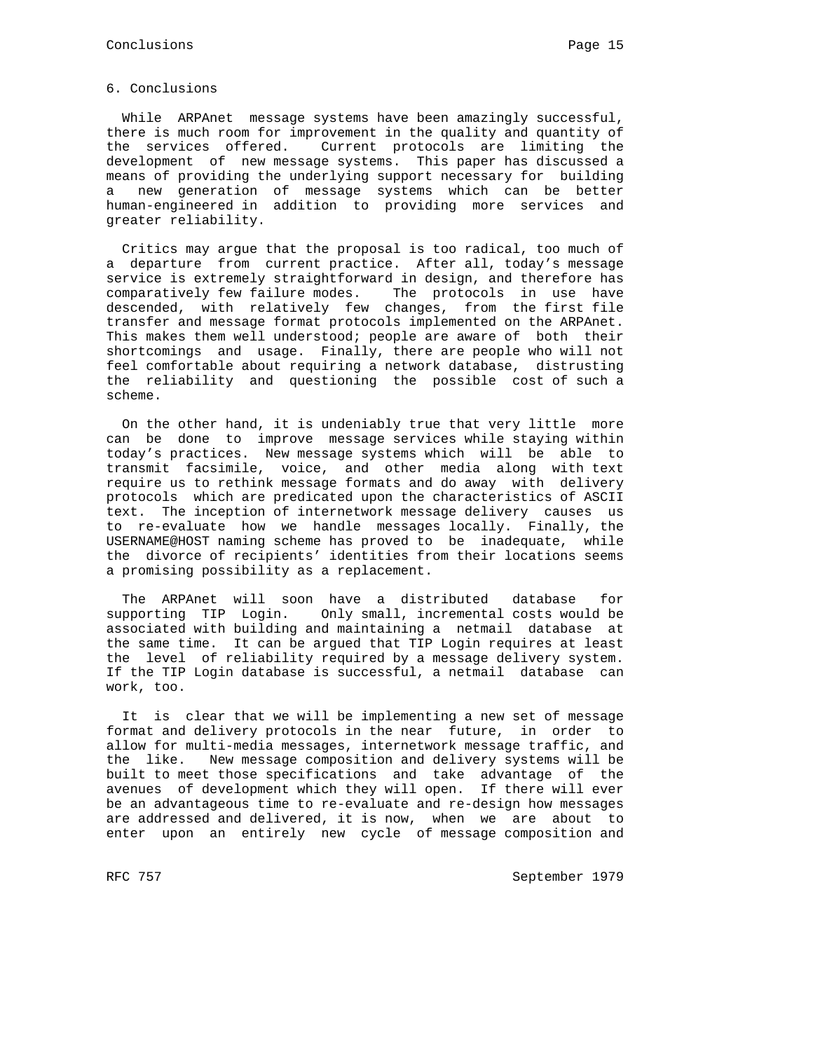## 6. Conclusions

While ARPAnet message systems have been amazingly successful, there is much room for improvement in the quality and quantity of the services offered. Current protocols are limiting the development of new message systems. This paper has discussed a means of providing the underlying support necessary for building a new generation of message systems which can be better human-engineered in addition to providing more services and greater reliability.

Critics may argue that the proposal is too radical, too much of a departure from current practice. After all, today's message service is extremely straightforward in design, and therefore has comparatively few failure modes. The protocols in use have descended, with relatively few changes, from the first file transfer and message format protocols implemented on the ARPAnet. This makes them well understood; people are aware of both their shortcomings and usage. Finally, there are people who will not feel comfortable about requiring a network database, distrusting the reliability and questioning the possible cost of such a scheme.

On the other hand, it is undeniably true that very little more can be done to improve message services while staying within today's practices. New message systems which will be able to transmit facsimile, voice, and other media along with text require us to rethink message formats and do away with delivery protocols which are predicated upon the characteristics of ASCII text. The inception of internetwork message delivery causes us to re-evaluate how we handle messages locally. Finally, the USERNAME@HOST naming scheme has proved to be inadequate, while the divorce of recipients' identities from their locations seems a promising possibility as a replacement.

The ARPAnet will soon have a distributed database for supporting TIP Login. Only small, incremental costs would be associated with building and maintaining a netmail database at the same time. It can be argued that TIP Login requires at least the level of reliability required by a message delivery system. If the TIP Login database is successful, a netmail database can work, too.

It is clear that we will be implementing a new set of message format and delivery protocols in the near future, in order to allow for multi-media messages, internetwork message traffic, and the like. New message composition and delivery systems will be built to meet those specifications and take advantage of the avenues of development which they will open. If there will ever be an advantageous time to re-evaluate and re-design how messages are addressed and delivered, it is now, when we are about to enter upon an entirely new cycle of message composition and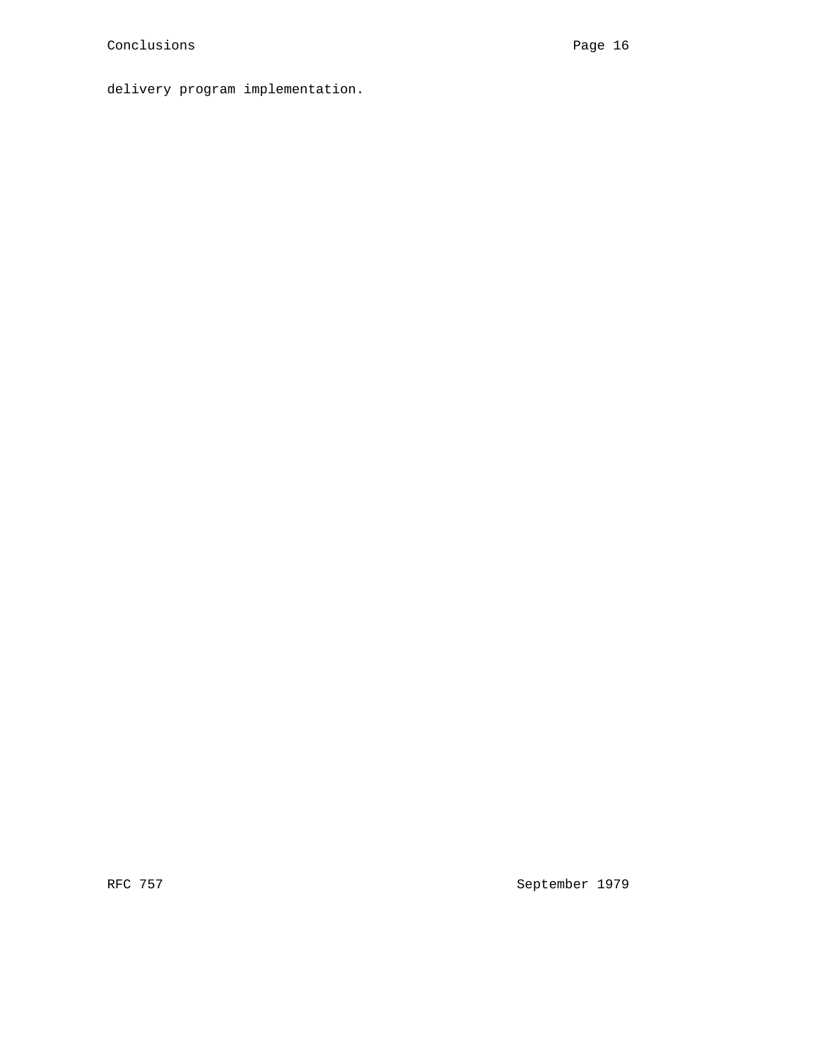delivery program implementation.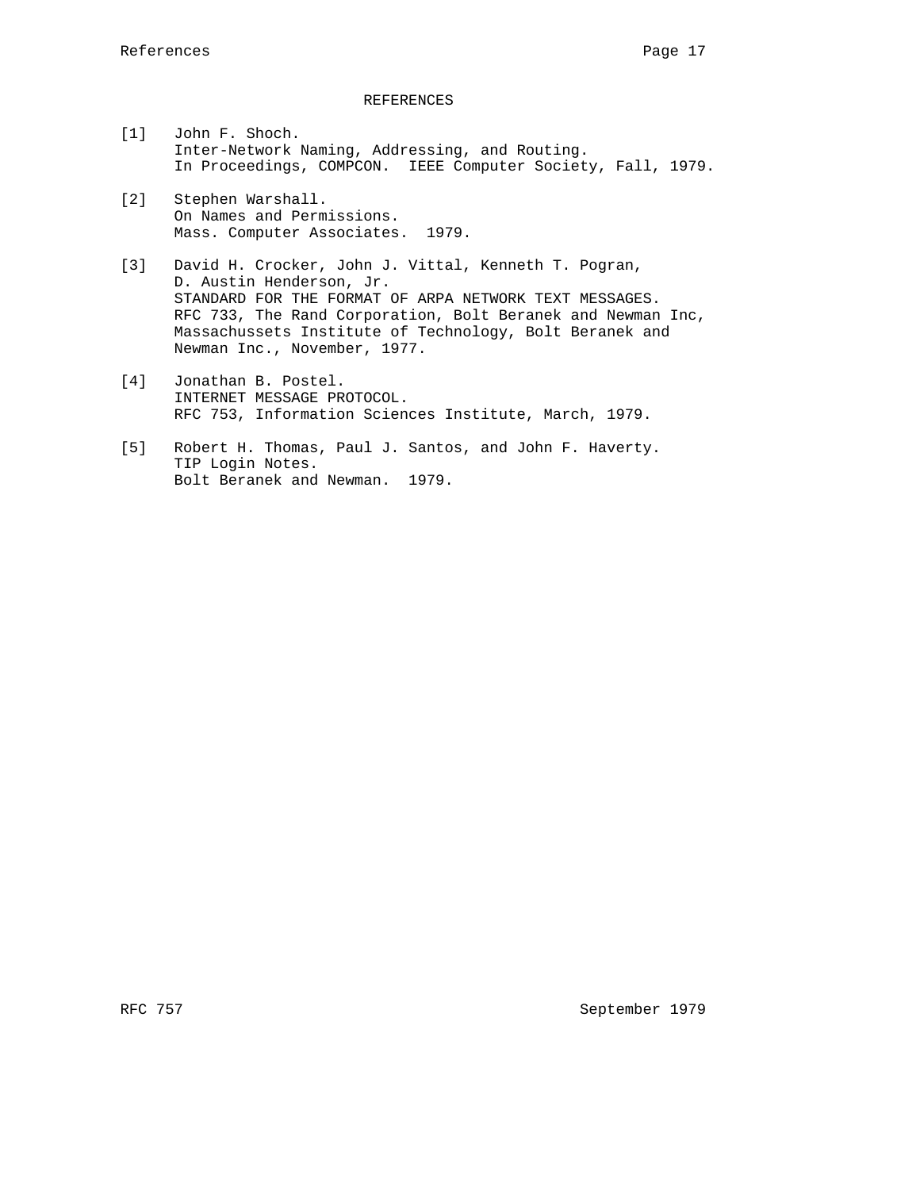# REFERENCES

[1] John F. Shoch.
Inter-Network Naming, Addressing, and Routing.
In Proceedings, COMPCON. IEEE Computer Society, Fall, 1979.

[2] Stephen Warshall.
On Names and Permissions.
Mass. Computer Associates. 1979.

[3] David H. Crocker, John J. Vittal, Kenneth T. Pogran, D. Austin Henderson, Jr.
STANDARD FOR THE FORMAT OF ARPA NETWORK TEXT MESSAGES.
RFC 733, The Rand Corporation, Bolt Beranek and Newman Inc, Massachussets Institute of Technology, Bolt Beranek and Newman Inc., November, 1977.

[4] Jonathan B. Postel.
INTERNET MESSAGE PROTOCOL.
RFC 753, Information Sciences Institute, March, 1979.

[5] Robert H. Thomas, Paul J. Santos, and John F. Haverty.
TIP Login Notes.
Bolt Beranek and Newman. 1979.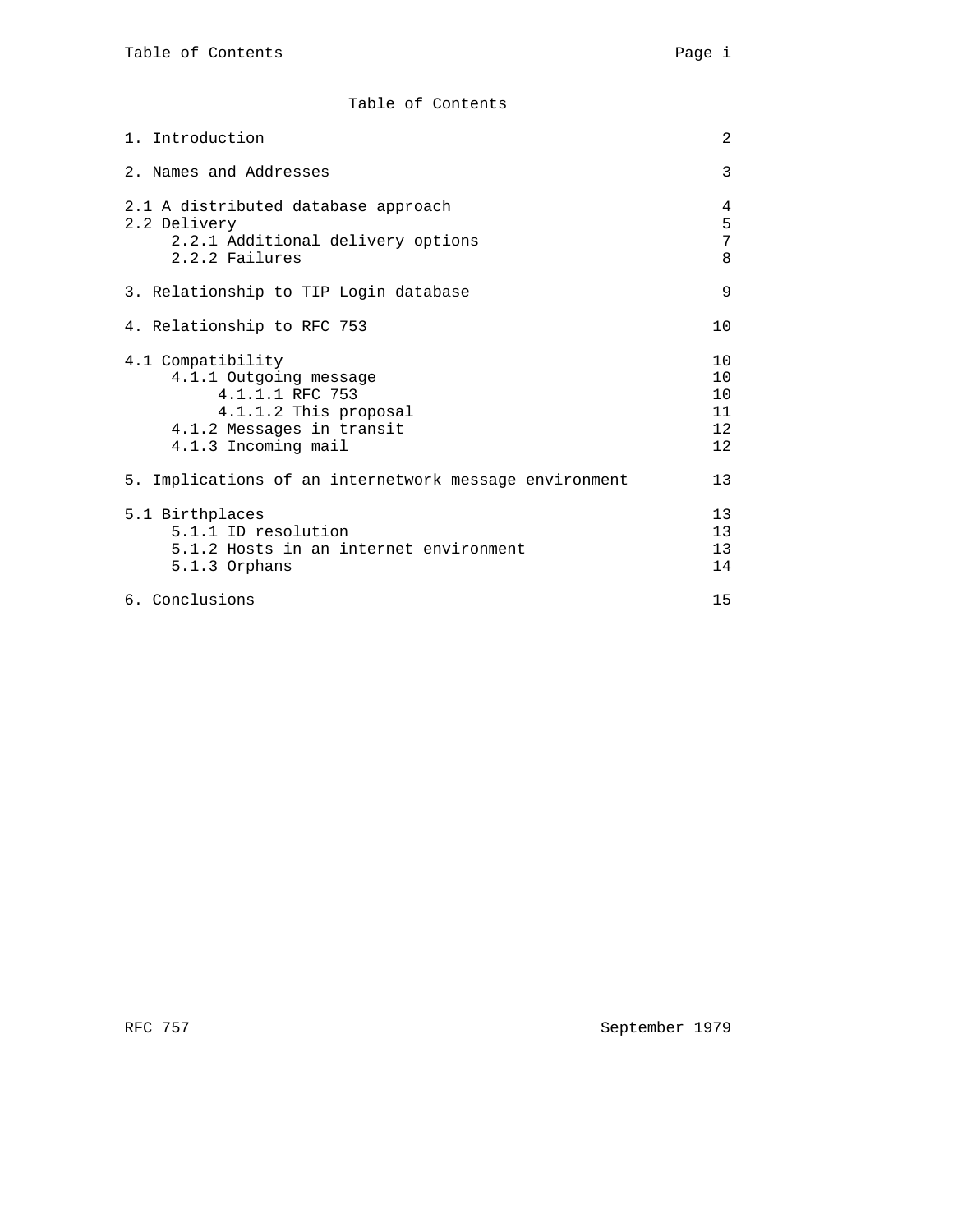# Table of Contents

| | |
|---|---|
| 1. Introduction | 2 |
| 2. Names and Addresses | 3 |
| 2.1 A distributed database approach | 4 |
| 2.2 Delivery | 5 |
| &nbsp;&nbsp;&nbsp;&nbsp;2.2.1 Additional delivery options | 7 |
| &nbsp;&nbsp;&nbsp;&nbsp;2.2.2 Failures | 8 |
| 3. Relationship to TIP Login database | 9 |
| 4. Relationship to RFC 753 | 10 |
| 4.1 Compatibility | 10 |
| &nbsp;&nbsp;&nbsp;&nbsp;4.1.1 Outgoing message | 10 |
| &nbsp;&nbsp;&nbsp;&nbsp;&nbsp;&nbsp;&nbsp;&nbsp;4.1.1.1 RFC 753 | 10 |
| &nbsp;&nbsp;&nbsp;&nbsp;&nbsp;&nbsp;&nbsp;&nbsp;4.1.1.2 This proposal | 11 |
| &nbsp;&nbsp;&nbsp;&nbsp;4.1.2 Messages in transit | 12 |
| &nbsp;&nbsp;&nbsp;&nbsp;4.1.3 Incoming mail | 12 |
| 5. Implications of an internetwork message environment | 13 |
| 5.1 Birthplaces | 13 |
| &nbsp;&nbsp;&nbsp;&nbsp;5.1.1 ID resolution | 13 |
| &nbsp;&nbsp;&nbsp;&nbsp;5.1.2 Hosts in an internet environment | 13 |
| &nbsp;&nbsp;&nbsp;&nbsp;5.1.3 Orphans | 14 |
| 6. Conclusions | 15 |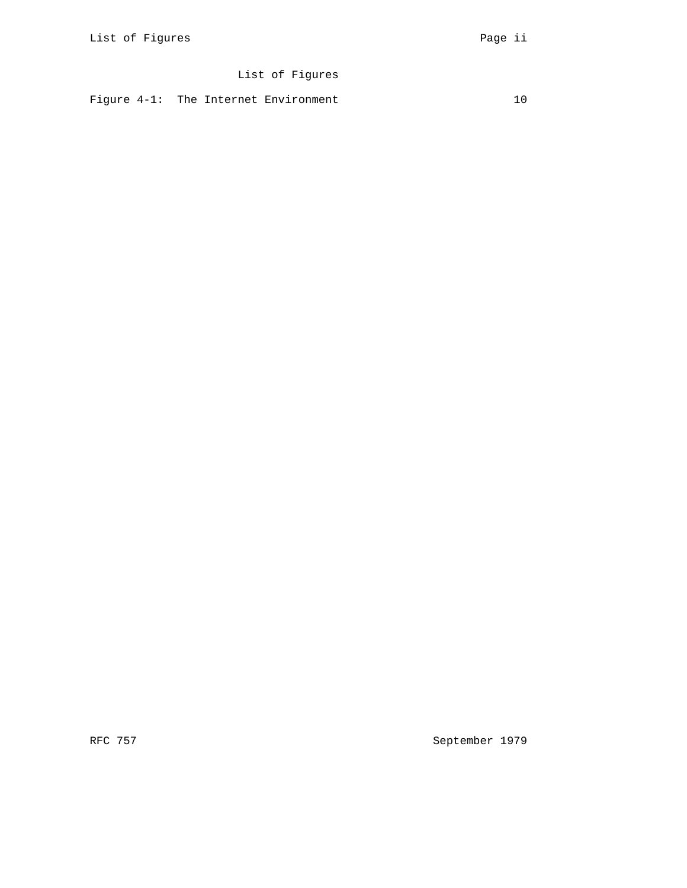## List of Figures

Figure 4-1: The Internet Environment 10